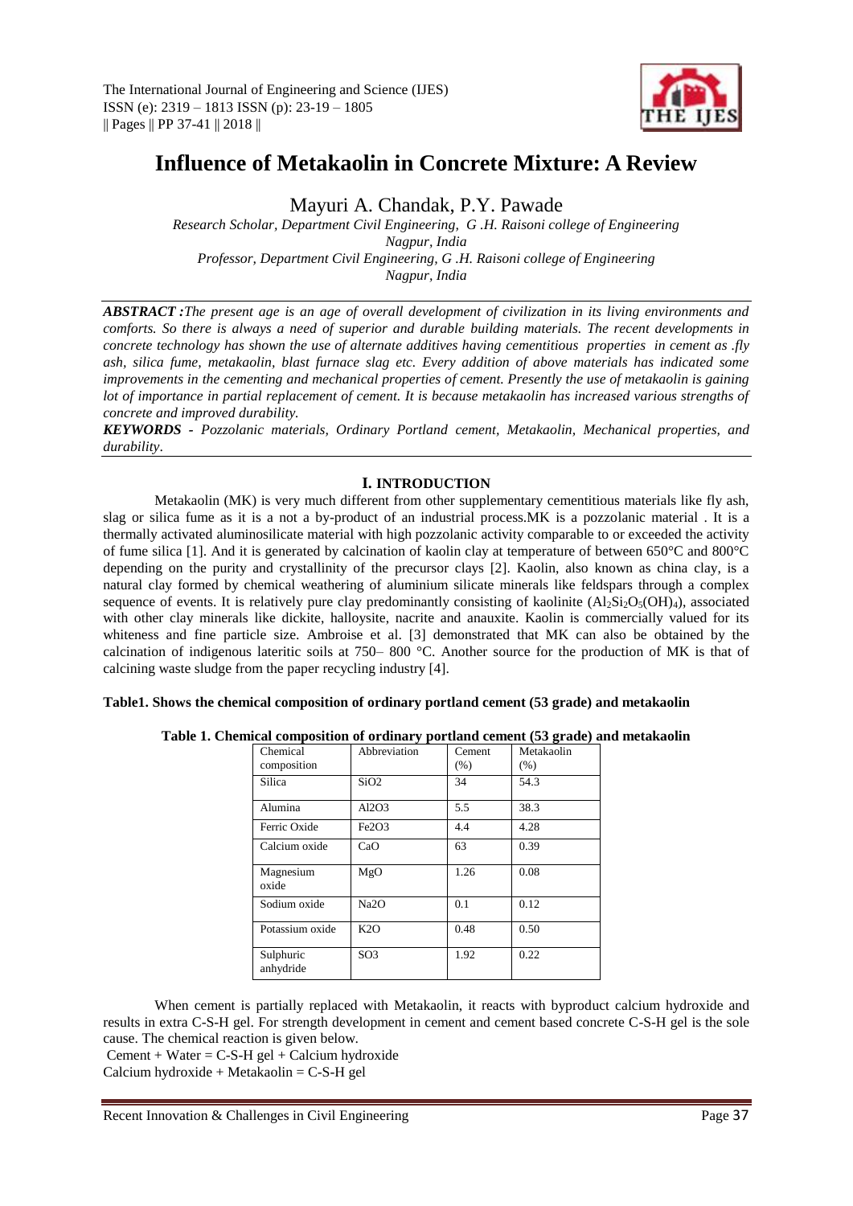# Influence of Metakaolin in Concrete Mixture: A Review

Mayuri A. Chandak, P.Y. Pawade

*Research Scholar, Department Civil Engineering, G .H. Raisoni college of Engineering Nagpur, India*
*Professor, Department Civil Engineering, G .H. Raisoni college of Engineering Nagpur, India*

***ABSTRACT :****The present age is an age of overall development of civilization in its living environments and comforts. So there is always a need of superior and durable building materials. The recent developments in concrete technology has shown the use of alternate additives having cementitious properties in cement as .fly ash, silica fume, metakaolin, blast furnace slag etc. Every addition of above materials has indicated some improvements in the cementing and mechanical properties of cement. Presently the use of metakaolin is gaining lot of importance in partial replacement of cement. It is because metakaolin has increased various strengths of concrete and improved durability.*

***KEYWORDS** - Pozzolanic materials, Ordinary Portland cement, Metakaolin, Mechanical properties, and durability.*

## I. INTRODUCTION

Metakaolin (MK) is very much different from other supplementary cementitious materials like fly ash, slag or silica fume as it is a not a by-product of an industrial process.MK is a pozzolanic material . It is a thermally activated aluminosilicate material with high pozzolanic activity comparable to or exceeded the activity of fume silica [1]. And it is generated by calcination of kaolin clay at temperature of between 650°C and 800°C depending on the purity and crystallinity of the precursor clays [2]. Kaolin, also known as china clay, is a natural clay formed by chemical weathering of aluminium silicate minerals like feldspars through a complex sequence of events. It is relatively pure clay predominantly consisting of kaolinite ($Al_2Si_2O_5(OH)_4$), associated with other clay minerals like dickite, halloysite, nacrite and anauxite. Kaolin is commercially valued for its whiteness and fine particle size. Ambroise et al. [3] demonstrated that MK can also be obtained by the calcination of indigenous lateritic soils at 750– 800 °C. Another source for the production of MK is that of calcining waste sludge from the paper recycling industry [4].

**Table1. Shows the chemical composition of ordinary portland cement (53 grade) and metakaolin**

**Table 1. Chemical composition of ordinary portland cement (53 grade) and metakaolin**

| Chemical composition | Abbreviation | Cement (%) | Metakaolin (%) |
|---|---|---|---|
| Silica | $SiO_2$ | 34 | 54.3 |
| Alumina | $Al_2O_3$ | 5.5 | 38.3 |
| Ferric Oxide | $Fe_2O_3$ | 4.4 | 4.28 |
| Calcium oxide | CaO | 63 | 0.39 |
| Magnesium oxide | MgO | 1.26 | 0.08 |
| Sodium oxide | $Na_2O$ | 0.1 | 0.12 |
| Potassium oxide | $K_2O$ | 0.48 | 0.50 |
| Sulphuric anhydride | $SO_3$ | 1.92 | 0.22 |

When cement is partially replaced with Metakaolin, it reacts with byproduct calcium hydroxide and results in extra C-S-H gel. For strength development in cement and cement based concrete C-S-H gel is the sole cause. The chemical reaction is given below.

Cement + Water = C-S-H gel + Calcium hydroxide
Calcium hydroxide + Metakaolin = C-S-H gel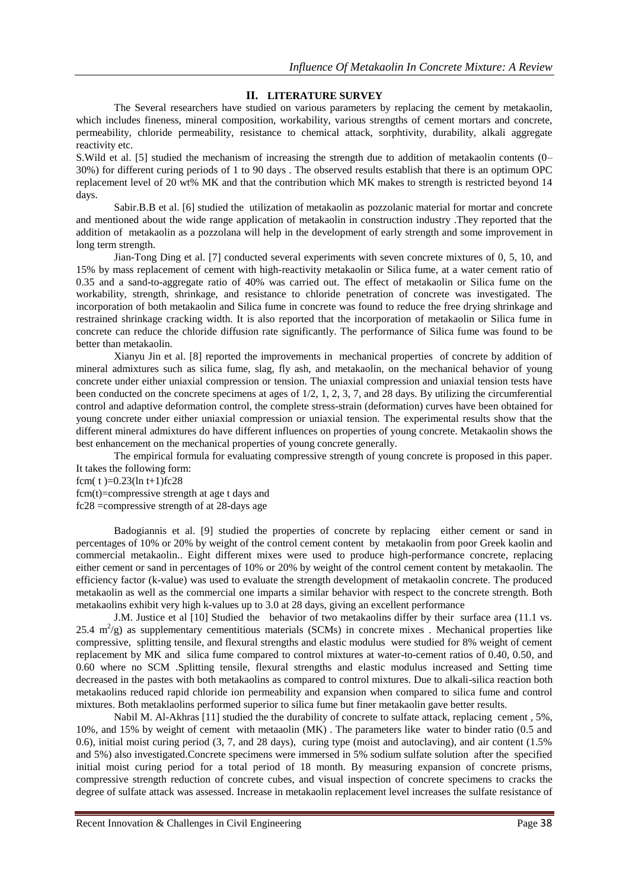## II. LITERATURE SURVEY

The Several researchers have studied on various parameters by replacing the cement by metakaolin, which includes fineness, mineral composition, workability, various strengths of cement mortars and concrete, permeability, chloride permeability, resistance to chemical attack, sorphtivity, durability, alkali aggregate reactivity etc.

S.Wild et al. [5] studied the mechanism of increasing the strength due to addition of metakaolin contents (0–30%) for different curing periods of 1 to 90 days . The observed results establish that there is an optimum OPC replacement level of 20 wt% MK and that the contribution which MK makes to strength is restricted beyond 14 days.

Sabir.B.B et al. [6] studied the utilization of metakaolin as pozzolanic material for mortar and concrete and mentioned about the wide range application of metakaolin in construction industry .They reported that the addition of metakaolin as a pozzolana will help in the development of early strength and some improvement in long term strength.

Jian-Tong Ding et al. [7] conducted several experiments with seven concrete mixtures of 0, 5, 10, and 15% by mass replacement of cement with high-reactivity metakaolin or Silica fume, at a water cement ratio of 0.35 and a sand-to-aggregate ratio of 40% was carried out. The effect of metakaolin or Silica fume on the workability, strength, shrinkage, and resistance to chloride penetration of concrete was investigated. The incorporation of both metakaolin and Silica fume in concrete was found to reduce the free drying shrinkage and restrained shrinkage cracking width. It is also reported that the incorporation of metakaolin or Silica fume in concrete can reduce the chloride diffusion rate significantly. The performance of Silica fume was found to be better than metakaolin.

Xianyu Jin et al. [8] reported the improvements in mechanical properties of concrete by addition of mineral admixtures such as silica fume, slag, fly ash, and metakaolin, on the mechanical behavior of young concrete under either uniaxial compression or tension. The uniaxial compression and uniaxial tension tests have been conducted on the concrete specimens at ages of 1/2, 1, 2, 3, 7, and 28 days. By utilizing the circumferential control and adaptive deformation control, the complete stress-strain (deformation) curves have been obtained for young concrete under either uniaxial compression or uniaxial tension. The experimental results show that the different mineral admixtures do have different influences on properties of young concrete. Metakaolin shows the best enhancement on the mechanical properties of young concrete generally.

The empirical formula for evaluating compressive strength of young concrete is proposed in this paper. It takes the following form:

$$f_{cm}(t) = 0.23(\ln t + 1) f_{c28}$$

$f_{cm}(t)$=compressive strength at age t days and

$f_{c28}$ =compressive strength of at 28-days age

Badogiannis et al. [9] studied the properties of concrete by replacing either cement or sand in percentages of 10% or 20% by weight of the control cement content by metakaolin from poor Greek kaolin and commercial metakaolin.. Eight different mixes were used to produce high-performance concrete, replacing either cement or sand in percentages of 10% or 20% by weight of the control cement content by metakaolin. The efficiency factor (k-value) was used to evaluate the strength development of metakaolin concrete. The produced metakaolin as well as the commercial one imparts a similar behavior with respect to the concrete strength. Both metakaolins exhibit very high k-values up to 3.0 at 28 days, giving an excellent performance

J.M. Justice et al [10] Studied the behavior of two metakaolins differ by their surface area (11.1 vs. 25.4 $m^2/g$) as supplementary cementitious materials (SCMs) in concrete mixes . Mechanical properties like compressive, splitting tensile, and flexural strengths and elastic modulus were studied for 8% weight of cement replacement by MK and silica fume compared to control mixtures at water-to-cement ratios of 0.40, 0.50, and 0.60 where no SCM .Splitting tensile, flexural strengths and elastic modulus increased and Setting time decreased in the pastes with both metakaolins as compared to control mixtures. Due to alkali-silica reaction both metakaolins reduced rapid chloride ion permeability and expansion when compared to silica fume and control mixtures. Both metaklaolins performed superior to silica fume but finer metakaolin gave better results.

Nabil M. Al-Akhras [11] studied the the durability of concrete to sulfate attack, replacing cement , 5%, 10%, and 15% by weight of cement with metaaolin (MK) . The parameters like water to binder ratio (0.5 and 0.6), initial moist curing period (3, 7, and 28 days), curing type (moist and autoclaving), and air content (1.5% and 5%) also investigated.Concrete specimens were immersed in 5% sodium sulfate solution after the specified initial moist curing period for a total period of 18 month. By measuring expansion of concrete prisms, compressive strength reduction of concrete cubes, and visual inspection of concrete specimens to cracks the degree of sulfate attack was assessed. Increase in metakaolin replacement level increases the sulfate resistance of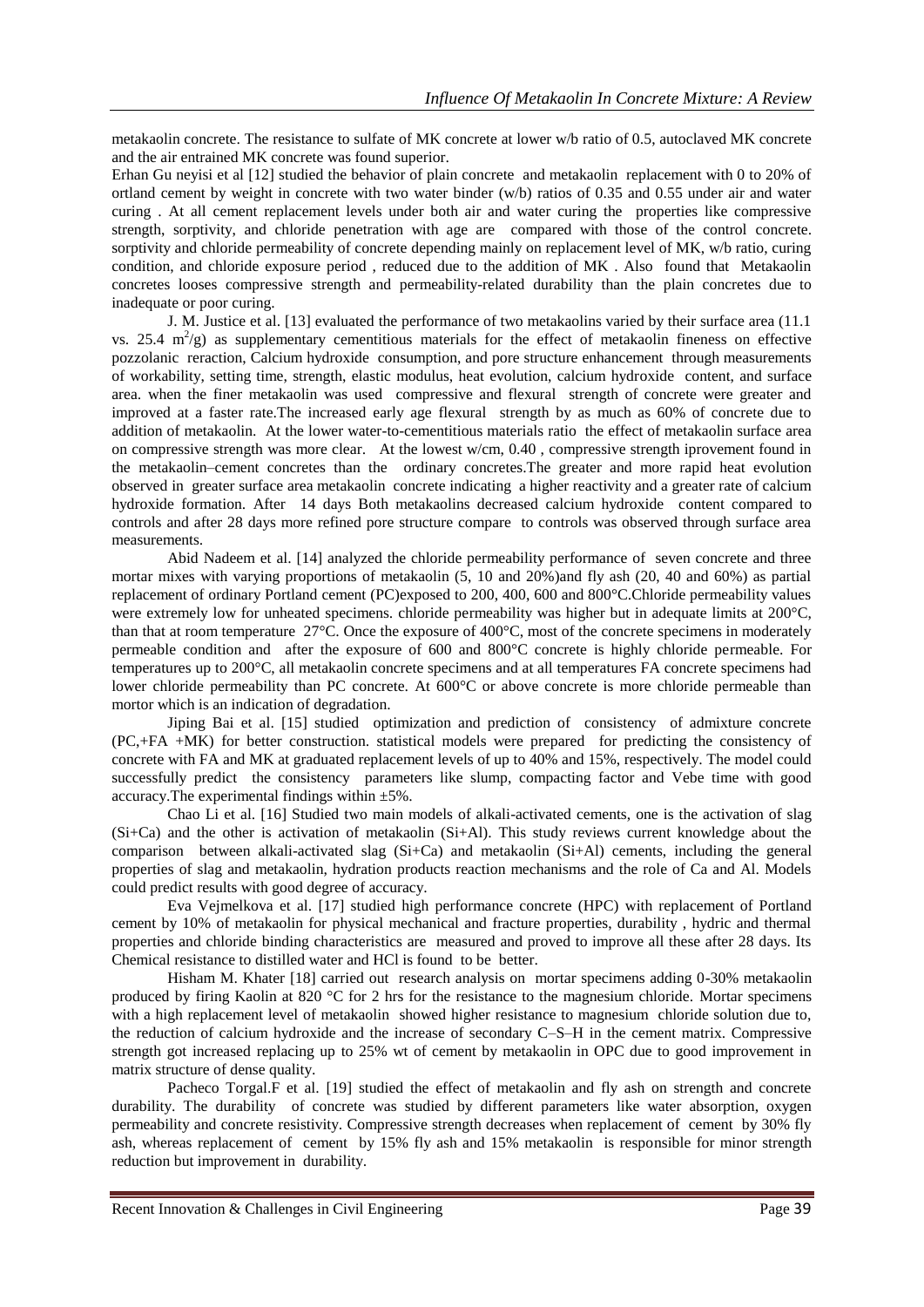metakaolin concrete. The resistance to sulfate of MK concrete at lower w/b ratio of 0.5, autoclaved MK concrete and the air entrained MK concrete was found superior.

Erhan Gu neyisi et al [12] studied the behavior of plain concrete and metakaolin replacement with 0 to 20% of ortland cement by weight in concrete with two water binder (w/b) ratios of 0.35 and 0.55 under air and water curing . At all cement replacement levels under both air and water curing the properties like compressive strength, sorptivity, and chloride penetration with age are compared with those of the control concrete. sorptivity and chloride permeability of concrete depending mainly on replacement level of MK, w/b ratio, curing condition, and chloride exposure period , reduced due to the addition of MK . Also found that Metakaolin concretes looses compressive strength and permeability-related durability than the plain concretes due to inadequate or poor curing.

J. M. Justice et al. [13] evaluated the performance of two metakaolins varied by their surface area (11.1 vs. 25.4 $m^2/g$) as supplementary cementitious materials for the effect of metakaolin fineness on effective pozzolanic reraction, Calcium hydroxide consumption, and pore structure enhancement through measurements of workability, setting time, strength, elastic modulus, heat evolution, calcium hydroxide content, and surface area. when the finer metakaolin was used compressive and flexural strength of concrete were greater and improved at a faster rate.The increased early age flexural strength by as much as 60% of concrete due to addition of metakaolin. At the lower water-to-cementitious materials ratio the effect of metakaolin surface area on compressive strength was more clear. At the lowest w/cm, 0.40 , compressive strength iprovement found in the metakaolin–cement concretes than the ordinary concretes.The greater and more rapid heat evolution observed in greater surface area metakaolin concrete indicating a higher reactivity and a greater rate of calcium hydroxide formation. After 14 days Both metakaolins decreased calcium hydroxide content compared to controls and after 28 days more refined pore structure compare to controls was observed through surface area measurements.

Abid Nadeem et al. [14] analyzed the chloride permeability performance of seven concrete and three mortar mixes with varying proportions of metakaolin (5, 10 and 20%)and fly ash (20, 40 and 60%) as partial replacement of ordinary Portland cement (PC)exposed to 200, 400, 600 and 800°C.Chloride permeability values were extremely low for unheated specimens. chloride permeability was higher but in adequate limits at 200°C, than that at room temperature 27°C. Once the exposure of 400°C, most of the concrete specimens in moderately permeable condition and after the exposure of 600 and 800°C concrete is highly chloride permeable. For temperatures up to 200°C, all metakaolin concrete specimens and at all temperatures FA concrete specimens had lower chloride permeability than PC concrete. At 600°C or above concrete is more chloride permeable than mortor which is an indication of degradation.

Jiping Bai et al. [15] studied optimization and prediction of consistency of admixture concrete (PC,+FA +MK) for better construction. statistical models were prepared for predicting the consistency of concrete with FA and MK at graduated replacement levels of up to 40% and 15%, respectively. The model could successfully predict the consistency parameters like slump, compacting factor and Vebe time with good accuracy.The experimental findings within ±5%.

Chao Li et al. [16] Studied two main models of alkali-activated cements, one is the activation of slag (Si+Ca) and the other is activation of metakaolin (Si+Al). This study reviews current knowledge about the comparison between alkali-activated slag (Si+Ca) and metakaolin (Si+Al) cements, including the general properties of slag and metakaolin, hydration products reaction mechanisms and the role of Ca and Al. Models could predict results with good degree of accuracy.

Eva Vejmelkova et al. [17] studied high performance concrete (HPC) with replacement of Portland cement by 10% of metakaolin for physical mechanical and fracture properties, durability , hydric and thermal properties and chloride binding characteristics are measured and proved to improve all these after 28 days. Its Chemical resistance to distilled water and HCl is found to be better.

Hisham M. Khater [18] carried out research analysis on mortar specimens adding 0-30% metakaolin produced by firing Kaolin at 820 °C for 2 hrs for the resistance to the magnesium chloride. Mortar specimens with a high replacement level of metakaolin showed higher resistance to magnesium chloride solution due to, the reduction of calcium hydroxide and the increase of secondary C–S–H in the cement matrix. Compressive strength got increased replacing up to 25% wt of cement by metakaolin in OPC due to good improvement in matrix structure of dense quality.

Pacheco Torgal.F et al. [19] studied the effect of metakaolin and fly ash on strength and concrete durability. The durability of concrete was studied by different parameters like water absorption, oxygen permeability and concrete resistivity. Compressive strength decreases when replacement of cement by 30% fly ash, whereas replacement of cement by 15% fly ash and 15% metakaolin is responsible for minor strength reduction but improvement in durability.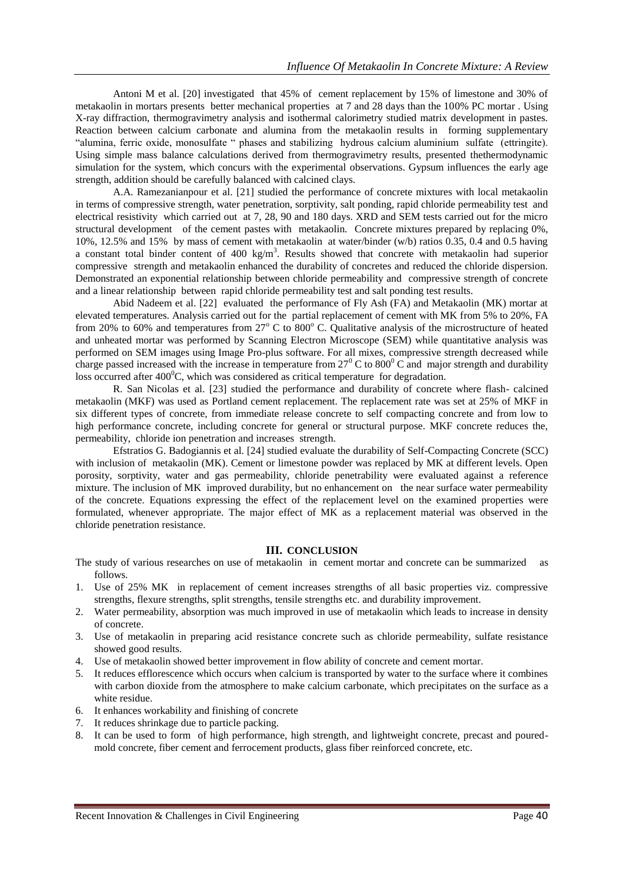Antoni M et al. [20] investigated that 45% of cement replacement by 15% of limestone and 30% of metakaolin in mortars presents better mechanical properties at 7 and 28 days than the 100% PC mortar . Using X-ray diffraction, thermogravimetry analysis and isothermal calorimetry studied matrix development in pastes. Reaction between calcium carbonate and alumina from the metakaolin results in forming supplementary "alumina, ferric oxide, monosulfate " phases and stabilizing hydrous calcium aluminium sulfate (ettringite). Using simple mass balance calculations derived from thermogravimetry results, presented thethermodynamic simulation for the system, which concurs with the experimental observations. Gypsum influences the early age strength, addition should be carefully balanced with calcined clays.

A.A. Ramezanianpour et al. [21] studied the performance of concrete mixtures with local metakaolin in terms of compressive strength, water penetration, sorptivity, salt ponding, rapid chloride permeability test and electrical resistivity which carried out at 7, 28, 90 and 180 days. XRD and SEM tests carried out for the micro structural development of the cement pastes with metakaolin. Concrete mixtures prepared by replacing 0%, 10%, 12.5% and 15% by mass of cement with metakaolin at water/binder (w/b) ratios 0.35, 0.4 and 0.5 having a constant total binder content of 400 $kg/m^3$. Results showed that concrete with metakaolin had superior compressive strength and metakaolin enhanced the durability of concretes and reduced the chloride dispersion. Demonstrated an exponential relationship between chloride permeability and compressive strength of concrete and a linear relationship between rapid chloride permeability test and salt ponding test results.

Abid Nadeem et al. [22] evaluated the performance of Fly Ash (FA) and Metakaolin (MK) mortar at elevated temperatures. Analysis carried out for the partial replacement of cement with MK from 5% to 20%, FA from 20% to 60% and temperatures from $27^{o}$ C to $800^{o}$ C. Qualitative analysis of the microstructure of heated and unheated mortar was performed by Scanning Electron Microscope (SEM) while quantitative analysis was performed on SEM images using Image Pro-plus software. For all mixes, compressive strength decreased while charge passed increased with the increase in temperature from $27^{0}$ C to $800^{0}$ C and major strength and durability loss occurred after $400^{0}$C, which was considered as critical temperature for degradation.

R. San Nicolas et al. [23] studied the performance and durability of concrete where flash- calcined metakaolin (MKF) was used as Portland cement replacement. The replacement rate was set at 25% of MKF in six different types of concrete, from immediate release concrete to self compacting concrete and from low to high performance concrete, including concrete for general or structural purpose. MKF concrete reduces the, permeability, chloride ion penetration and increases strength.

Efstratios G. Badogiannis et al. [24] studied evaluate the durability of Self-Compacting Concrete (SCC) with inclusion of metakaolin (MK). Cement or limestone powder was replaced by MK at different levels. Open porosity, sorptivity, water and gas permeability, chloride penetrability were evaluated against a reference mixture. The inclusion of MK improved durability, but no enhancement on the near surface water permeability of the concrete. Equations expressing the effect of the replacement level on the examined properties were formulated, whenever appropriate. The major effect of MK as a replacement material was observed in the chloride penetration resistance.

## III. CONCLUSION

The study of various researches on use of metakaolin in cement mortar and concrete can be summarized as follows.

1. Use of 25% MK in replacement of cement increases strengths of all basic properties viz. compressive strengths, flexure strengths, split strengths, tensile strengths etc. and durability improvement.
2. Water permeability, absorption was much improved in use of metakaolin which leads to increase in density of concrete.
3. Use of metakaolin in preparing acid resistance concrete such as chloride permeability, sulfate resistance showed good results.
4. Use of metakaolin showed better improvement in flow ability of concrete and cement mortar.
5. It reduces efflorescence which occurs when calcium is transported by water to the surface where it combines with carbon dioxide from the atmosphere to make calcium carbonate, which precipitates on the surface as a white residue.
6. It enhances workability and finishing of concrete
7. It reduces shrinkage due to particle packing.
8. It can be used to form of high performance, high strength, and lightweight concrete, precast and poured-mold concrete, fiber cement and ferrocement products, glass fiber reinforced concrete, etc.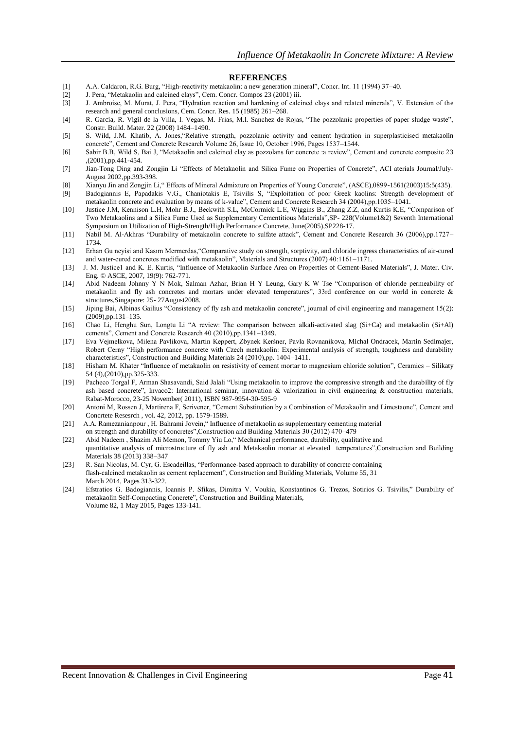## REFERENCES

[1] A.A. Caldaron, R.G. Burg, "High-reactivity metakaolin: a new generation mineral", Concr. Int. 11 (1994) 37–40.

[2] J. Pera, "Metakaolin and calcined clays", Cem. Concr. Compos 23 (2001) iii.

[3] J. Ambroise, M. Murat, J. Pera, "Hydration reaction and hardening of calcined clays and related minerals", V. Extension of the research and general conclusions, Cem. Concr. Res. 15 (1985) 261–268.

[4] R. Garcia, R. Vigil de la Villa, I. Vegas, M. Frias, M.I. Sanchez de Rojas, "The pozzolanic properties of paper sludge waste", Constr. Build. Mater. 22 (2008) 1484–1490.

[5] S. Wild, J.M. Khatib, A. Jones,"Relative strength, pozzolanic activity and cement hydration in superplasticised metakaolin concrete", Cement and Concrete Research Volume 26, Issue 10, October 1996, Pages 1537–1544.

[6] Sabir B.B, Wild S, Bai J, "Metakaolin and calcined clay as pozzolans for concrete :a review", Cement and concrete composite 23 ,(2001),pp.441-454.

[7] Jian-Tong Ding and Zongjin Li "Effects of Metakaolin and Silica Fume on Properties of Concrete", ACI aterials Journal/July-August 2002,pp.393-398.

[8] Xianyu Jin and Zongjin Li," Effects of Mineral Admixture on Properties of Young Concrete", (ASCE),0899-1561(2003)15:5(435).

[9] Badogiannis E, Papadakis V.G., Chaniotakis E, Tsivilis S, "Exploitation of poor Greek kaolins: Strength development of metakaolin concrete and evaluation by means of k-value", Cement and Concrete Research 34 (2004),pp.1035–1041.

[10] Justice J.M, Kennison L.H, Mohr B.J., Beckwith S.L, McCormick L.E, Wiggins B., Zhang Z.Z, and Kurtis K.E, "Comparison of Two Metakaolins and a Silica Fume Used as Supplementary Cementitious Materials",SP- 228(Volume1&2) Seventh International Symposium on Utilization of High-Strength/High Performance Concrete, June(2005),SP228-17.

[11] Nabil M. Al-Akhras "Durability of metakaolin concrete to sulfate attack", Cement and Concrete Research 36 (2006),pp.1727–1734.

[12] Erhan Gu neyisi and Kasım Mermerdas,"Comparative study on strength, sorptivity, and chloride ingress characteristics of air-cured and water-cured concretes modified with metakaolin", Materials and Structures (2007) 40:1161–1171.

[13] J. M. Justice1 and K. E. Kurtis, "Influence of Metakaolin Surface Area on Properties of Cement-Based Materials", J. Mater. Civ. Eng. © ASCE, 2007, 19(9): 762-771.

[14] Abid Nadeem Johnny Y N Mok, Salman Azhar, Brian H Y Leung, Gary K W Tse "Comparison of chloride permeability of metakaolin and fly ash concretes and mortars under elevated temperatures", 33rd conference on our world in concrete & structures,Singapore: 25- 27August2008.

[15] Jiping Bai, Albinas Gailius "Consistency of fly ash and metakaolin concrete", journal of civil engineering and management 15(2): (2009),pp.131–135.

[16] Chao Li, Henghu Sun, Longtu Li "A review: The comparison between alkali-activated slag (Si+Ca) and metakaolin (Si+Al) cements", Cement and Concrete Research 40 (2010),pp.1341–1349.

[17] Eva Vejmelkova, Milena Pavlikova, Martin Keppert, Zbynek Keršner, Pavla Rovnanikova, Michal Ondracek, Martin Sedlmajer, Robert Cerny "High performance concrete with Czech metakaolin: Experimental analysis of strength, toughness and durability characteristics", Construction and Building Materials 24 (2010),pp. 1404–1411.

[18] Hisham M. Khater "Influence of metakaolin on resistivity of cement mortar to magnesium chloride solution", Ceramics – Silikaty 54 (4),(2010),pp.325-333.

[19] Pacheco Torgal F, Arman Shasavandi, Said Jalali "Using metakaolin to improve the compressive strength and the durability of fly ash based concrete", Invaco2: International seminar, innovation & valorization in civil engineering & construction materials, Rabat-Morocco, 23-25 November( 2011), ISBN 987-9954-30-595-9

[20] Antoni M, Rossen J, Martirena F, Scrivener, "Cement Substitution by a Combination of Metakaolin and Limestaone", Cement and Concrtete Resesrch , vol. 42, 2012, pp. 1579-1589.

[21] A.A. Ramezanianpour , H. Bahrami Jovein," Influence of metakaolin as supplementary cementing material on strength and durability of concretes",Construction and Building Materials 30 (2012) 470–479

[22] Abid Nadeem , Shazim Ali Memon, Tommy Yiu Lo," Mechanical performance, durability, qualitative and quantitative analysis of microstructure of fly ash and Metakaolin mortar at elevated temperatures",Construction and Building Materials 38 (2013) 338–347

[23] R. San Nicolas, M. Cyr, G. Escadeillas, "Performance-based approach to durability of concrete containing flash-calcined metakaolin as cement replacement", Construction and Building Materials, Volume 55, 31 March 2014, Pages 313-322.

[24] Efstratios G. Badogiannis, Ioannis P. Sfikas, Dimitra V. Voukia, Konstantinos G. Trezos, Sotirios G. Tsivilis," Durability of metakaolin Self-Compacting Concrete", Construction and Building Materials, Volume 82, 1 May 2015, Pages 133-141.